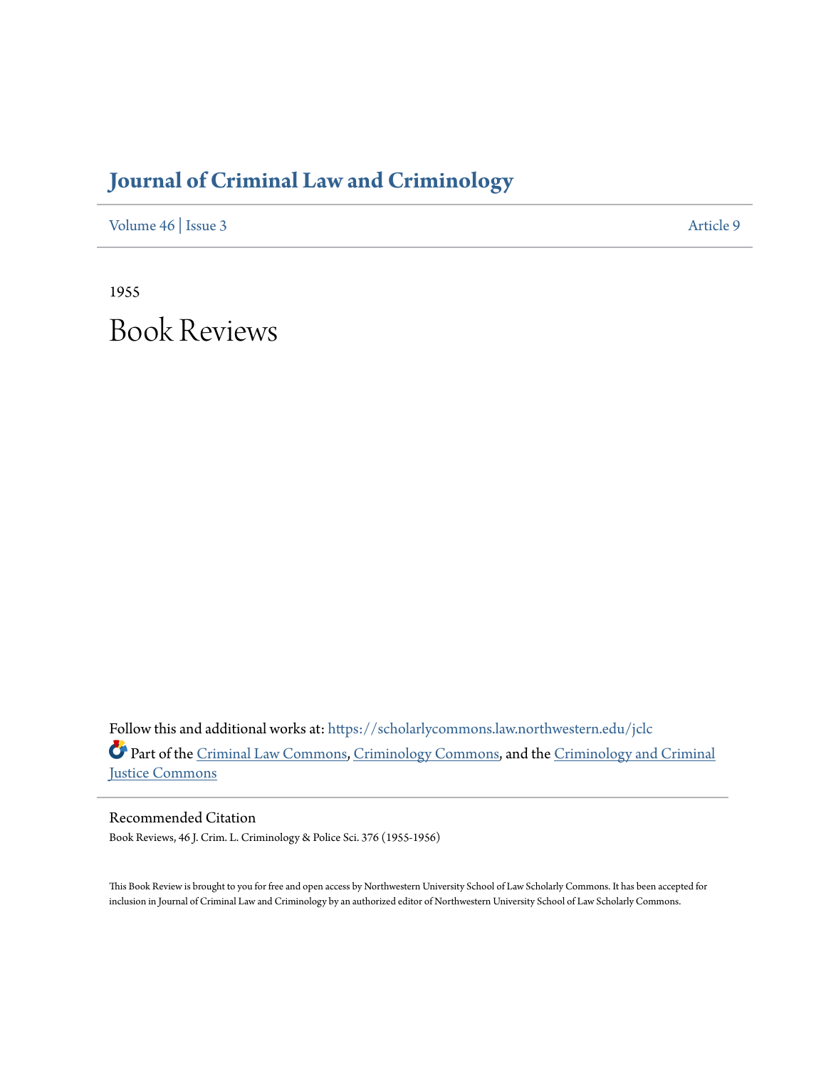# Journal of Criminal Law and Criminology

Volume 46 | Issue 3 Article 9

1955

# Book Reviews

Follow this and additional works at: https://scholarlycommons.law.northwestern.edu/jclc

Part of the Criminal Law Commons, Criminology Commons, and the Criminology and Criminal Justice Commons

## Recommended Citation

Book Reviews, 46 J. Crim. L. Criminology & Police Sci. 376 (1955-1956)

This Book Review is brought to you for free and open access by Northwestern University School of Law Scholarly Commons. It has been accepted for inclusion in Journal of Criminal Law and Criminology by an authorized editor of Northwestern University School of Law Scholarly Commons.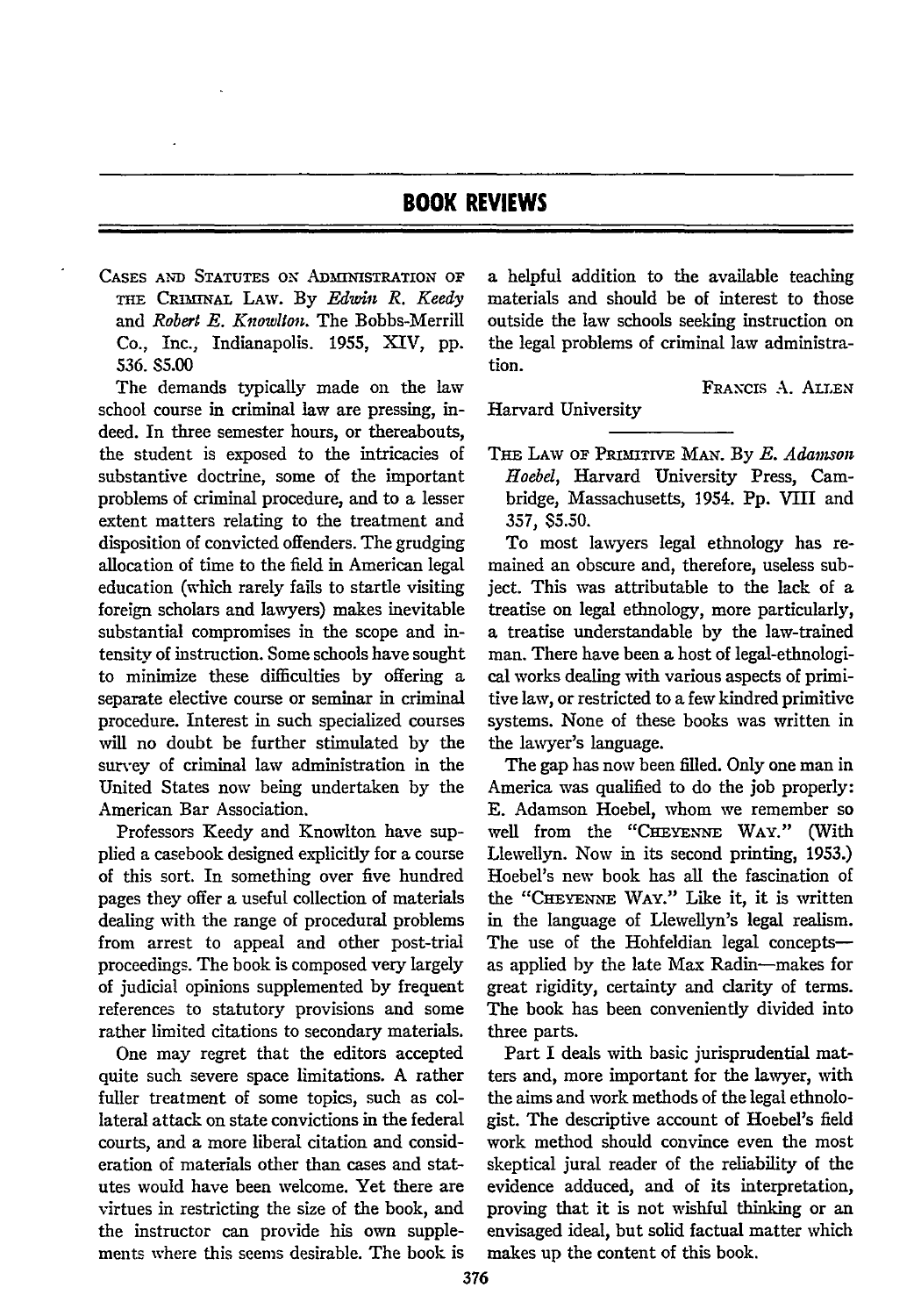# BOOK REVIEWS

CASES AND STATUTES ON ADMINISTRATION OF THE CRIMINAL LAW. By *Edwin R. Keedy* and *Robert E. Knowlton*. The Bobbs-Merrill Co., Inc., Indianapolis. 1955, XIV, pp. 536. $5.00

The demands typically made on the law school course in criminal law are pressing, indeed. In three semester hours, or thereabouts, the student is exposed to the intricacies of substantive doctrine, some of the important problems of criminal procedure, and to a lesser extent matters relating to the treatment and disposition of convicted offenders. The grudging allocation of time to the field in American legal education (which rarely fails to startle visiting foreign scholars and lawyers) makes inevitable substantial compromises in the scope and intensity of instruction. Some schools have sought to minimize these difficulties by offering a separate elective course or seminar in criminal procedure. Interest in such specialized courses will no doubt be further stimulated by the survey of criminal law administration in the United States now being undertaken by the American Bar Association.

Professors Keedy and Knowlton have supplied a casebook designed explicitly for a course of this sort. In something over five hundred pages they offer a useful collection of materials dealing with the range of procedural problems from arrest to appeal and other post-trial proceedings. The book is composed very largely of judicial opinions supplemented by frequent references to statutory provisions and some rather limited citations to secondary materials.

One may regret that the editors accepted quite such severe space limitations. A rather fuller treatment of some topics, such as collateral attack on state convictions in the federal courts, and a more liberal citation and consideration of materials other than cases and statutes would have been welcome. Yet there are virtues in restricting the size of the book, and the instructor can provide his own supplements where this seems desirable. The book is a helpful addition to the available teaching materials and should be of interest to those outside the law schools seeking instruction on the legal problems of criminal law administration.

FRANCIS A. ALLEN

Harvard University

---

THE LAW OF PRIMITIVE MAN. By *E. Adamson Hoebel*, Harvard University Press, Cambridge, Massachusetts, 1954. Pp. VIII and 357, $5.50.

To most lawyers legal ethnology has remained an obscure and, therefore, useless subject. This was attributable to the lack of a treatise on legal ethnology, more particularly, a treatise understandable by the law-trained man. There have been a host of legal-ethnological works dealing with various aspects of primitive law, or restricted to a few kindred primitive systems. None of these books was written in the lawyer's language.

The gap has now been filled. Only one man in America was qualified to do the job properly: E. Adamson Hoebel, whom we remember so well from the "CHEYENNE WAY." (With Llewellyn. Now in its second printing, 1953.) Hoebel's new book has all the fascination of the "CHEYENNE WAY." Like it, it is written in the language of Llewellyn's legal realism. The use of the Hohfeldian legal concepts—as applied by the late Max Radin—makes for great rigidity, certainty and clarity of terms. The book has been conveniently divided into three parts.

Part I deals with basic jurisprudential matters and, more important for the lawyer, with the aims and work methods of the legal ethnologist. The descriptive account of Hoebel's field work method should convince even the most skeptical jural reader of the reliability of the evidence adduced, and of its interpretation, proving that it is not wishful thinking or an envisaged ideal, but solid factual matter which makes up the content of this book.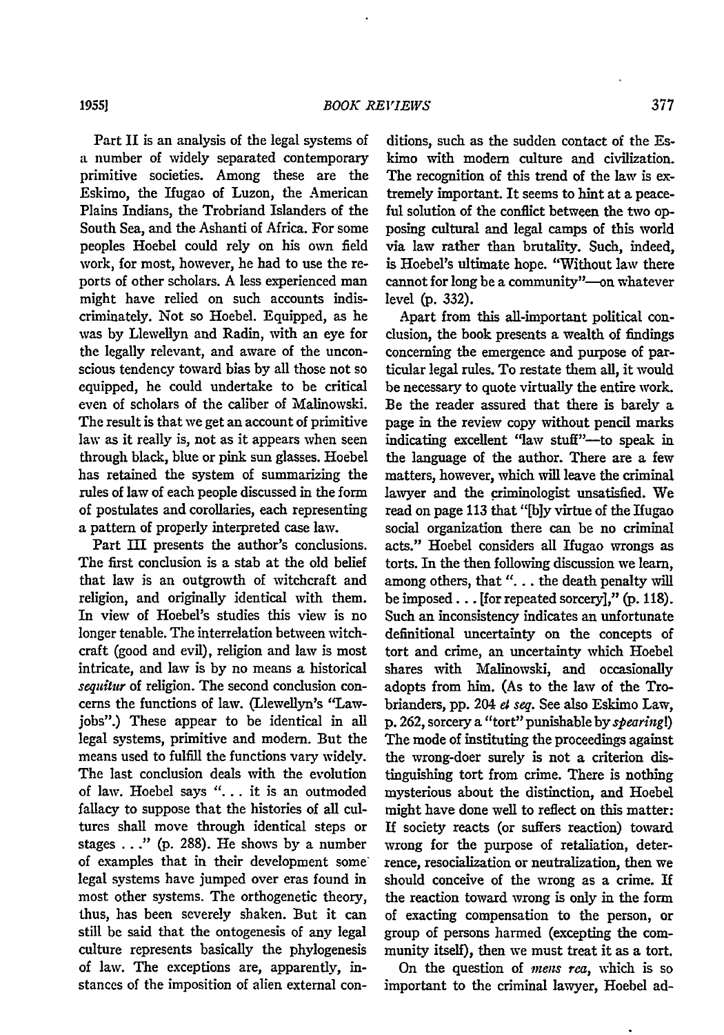Part II is an analysis of the legal systems of a number of widely separated contemporary primitive societies. Among these are the Eskimo, the Ifugao of Luzon, the American Plains Indians, the Trobriand Islanders of the South Sea, and the Ashanti of Africa. For some peoples Hoebel could rely on his own field work, for most, however, he had to use the reports of other scholars. A less experienced man might have relied on such accounts indiscriminately. Not so Hoebel. Equipped, as he was by Llewellyn and Radin, with an eye for the legally relevant, and aware of the unconscious tendency toward bias by all those not so equipped, he could undertake to be critical even of scholars of the caliber of Malinowski. The result is that we get an account of primitive law as it really is, not as it appears when seen through black, blue or pink sun glasses. Hoebel has retained the system of summarizing the rules of law of each people discussed in the form of postulates and corollaries, each representing a pattern of properly interpreted case law.

Part III presents the author's conclusions. The first conclusion is a stab at the old belief that law is an outgrowth of witchcraft and religion, and originally identical with them. In view of Hoebel's studies this view is no longer tenable. The interrelation between witchcraft (good and evil), religion and law is most intricate, and law is by no means a historical *sequitur* of religion. The second conclusion concerns the functions of law. (Llewellyn's "Law-jobs".) These appear to be identical in all legal systems, primitive and modern. But the means used to fulfill the functions vary widely. The last conclusion deals with the evolution of law. Hoebel says "... it is an outmoded fallacy to suppose that the histories of all cultures shall move through identical steps or stages ..." (p. 288). He shows by a number of examples that in their development some legal systems have jumped over eras found in most other systems. The orthogenetic theory, thus, has been severely shaken. But it can still be said that the ontogenesis of any legal culture represents basically the phylogenesis of law. The exceptions are, apparently, instances of the imposition of alien external conditions, such as the sudden contact of the Eskimo with modern culture and civilization. The recognition of this trend of the law is extremely important. It seems to hint at a peaceful solution of the conflict between the two opposing cultural and legal camps of this world via law rather than brutality. Such, indeed, is Hoebel's ultimate hope. "Without law there cannot for long be a community"—on whatever level (p. 332).

Apart from this all-important political conclusion, the book presents a wealth of findings concerning the emergence and purpose of particular legal rules. To restate them all, it would be necessary to quote virtually the entire work. Be the reader assured that there is barely a page in the review copy without pencil marks indicating excellent "law stuff"—to speak in the language of the author. There are a few matters, however, which will leave the criminal lawyer and the criminologist unsatisfied. We read on page 113 that "[b]y virtue of the Ifugao social organization there can be no criminal acts." Hoebel considers all Ifugao wrongs as torts. In the then following discussion we learn, among others, that "... the death penalty will be imposed ... [for repeated sorcery]," (p. 118). Such an inconsistency indicates an unfortunate definitional uncertainty on the concepts of tort and crime, an uncertainty which Hoebel shares with Malinowski, and occasionally adopts from him. (As to the law of the Trobrianders, pp. 204 *et seq.* See also Eskimo Law, p. 262, sorcery a "tort" punishable by *spearing*!) The mode of instituting the proceedings against the wrong-doer surely is not a criterion distinguishing tort from crime. There is nothing mysterious about the distinction, and Hoebel might have done well to reflect on this matter: If society reacts (or suffers reaction) toward wrong for the purpose of retaliation, deterrence, resocialization or neutralization, then we should conceive of the wrong as a crime. If the reaction toward wrong is only in the form of exacting compensation to the person, or group of persons harmed (excepting the community itself), then we must treat it as a tort.

On the question of *mens rea*, which is so important to the criminal lawyer, Hoebel ad-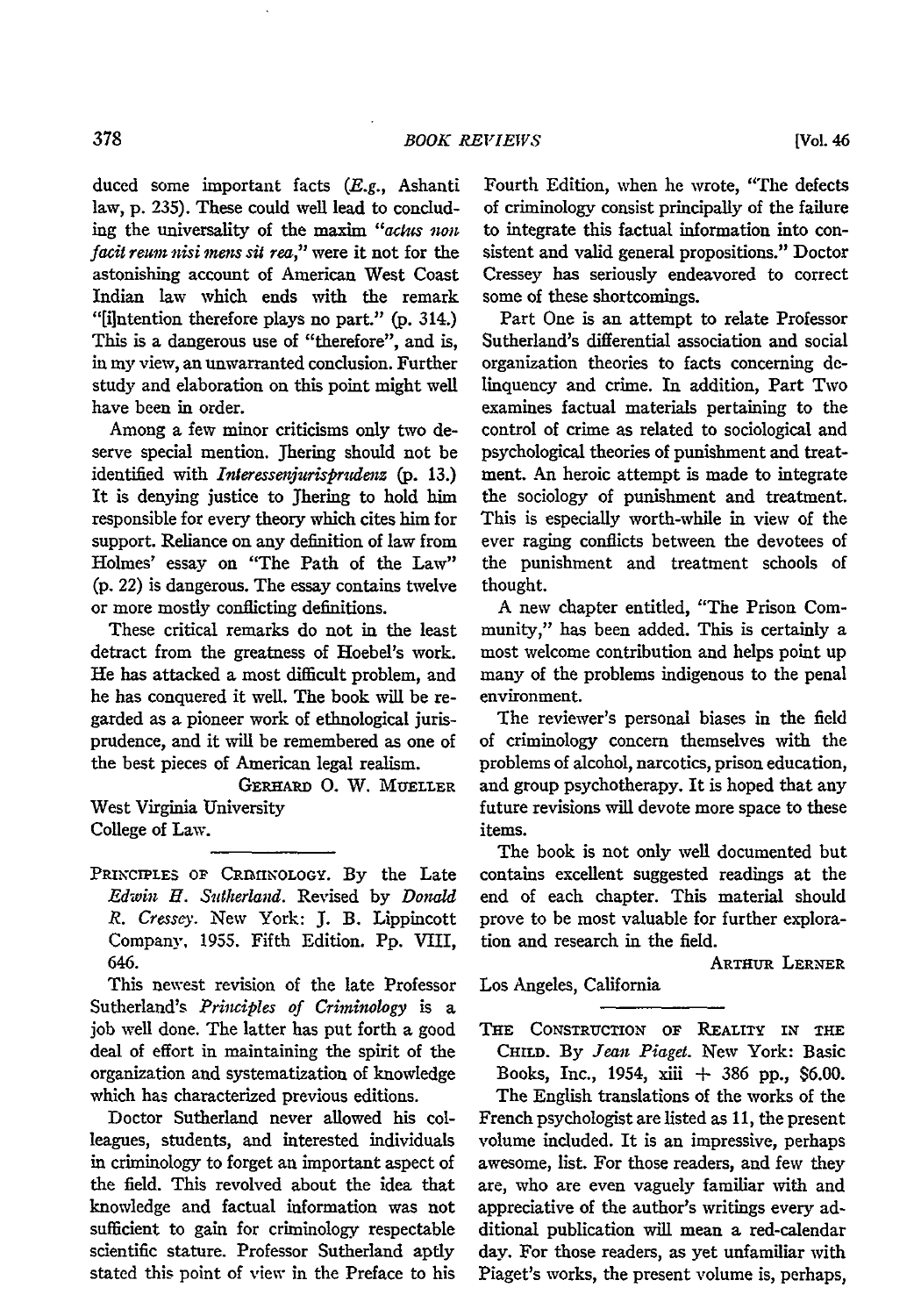duced some important facts (*E.g.*, Ashanti law, p. 235). These could well lead to concluding the universality of the maxim "*actus non facit reum nisi mens sit rea*," were it not for the astonishing account of American West Coast Indian law which ends with the remark "[i]ntention therefore plays no part." (p. 314.) This is a dangerous use of "therefore", and is, in my view, an unwarranted conclusion. Further study and elaboration on this point might well have been in order.

Among a few minor criticisms only two deserve special mention. Jhering should not be identified with *Interessenjurisprudenz* (p. 13.) It is denying justice to Jhering to hold him responsible for every theory which cites him for support. Reliance on any definition of law from Holmes' essay on "The Path of the Law" (p. 22) is dangerous. The essay contains twelve or more mostly conflicting definitions.

These critical remarks do not in the least detract from the greatness of Hoebel's work. He has attacked a most difficult problem, and he has conquered it well. The book will be regarded as a pioneer work of ethnological jurisprudence, and it will be remembered as one of the best pieces of American legal realism.

GERHARD O. W. MUELLER
West Virginia University
College of Law.

---

PRINCIPLES OF CRIMINOLOGY. By the Late *Edwin H. Sutherland*. Revised by *Donald R. Cressey*. New York: J. B. Lippincott Company, 1955. Fifth Edition. Pp. VIII, 646.

This newest revision of the late Professor Sutherland's *Principles of Criminology* is a job well done. The latter has put forth a good deal of effort in maintaining the spirit of the organization and systematization of knowledge which has characterized previous editions.

Doctor Sutherland never allowed his colleagues, students, and interested individuals in criminology to forget an important aspect of the field. This revolved about the idea that knowledge and factual information was not sufficient to gain for criminology respectable scientific stature. Professor Sutherland aptly stated this point of view in the Preface to his Fourth Edition, when he wrote, "The defects of criminology consist principally of the failure to integrate this factual information into consistent and valid general propositions." Doctor Cressey has seriously endeavored to correct some of these shortcomings.

Part One is an attempt to relate Professor Sutherland's differential association and social organization theories to facts concerning delinquency and crime. In addition, Part Two examines factual materials pertaining to the control of crime as related to sociological and psychological theories of punishment and treatment. An heroic attempt is made to integrate the sociology of punishment and treatment. This is especially worth-while in view of the ever raging conflicts between the devotees of the punishment and treatment schools of thought.

A new chapter entitled, "The Prison Community," has been added. This is certainly a most welcome contribution and helps point up many of the problems indigenous to the penal environment.

The reviewer's personal biases in the field of criminology concern themselves with the problems of alcohol, narcotics, prison education, and group psychotherapy. It is hoped that any future revisions will devote more space to these items.

The book is not only well documented but contains excellent suggested readings at the end of each chapter. This material should prove to be most valuable for further exploration and research in the field.

ARTHUR LERNER
Los Angeles, California

---

THE CONSTRUCTION OF REALITY IN THE CHILD. By *Jean Piaget*. New York: Basic Books, Inc., 1954, xiii + 386 pp., $6.00.

The English translations of the works of the French psychologist are listed as 11, the present volume included. It is an impressive, perhaps awesome, list. For those readers, and few they are, who are even vaguely familiar with and appreciative of the author's writings every additional publication will mean a red-calendar day. For those readers, as yet unfamiliar with Piaget's works, the present volume is, perhaps,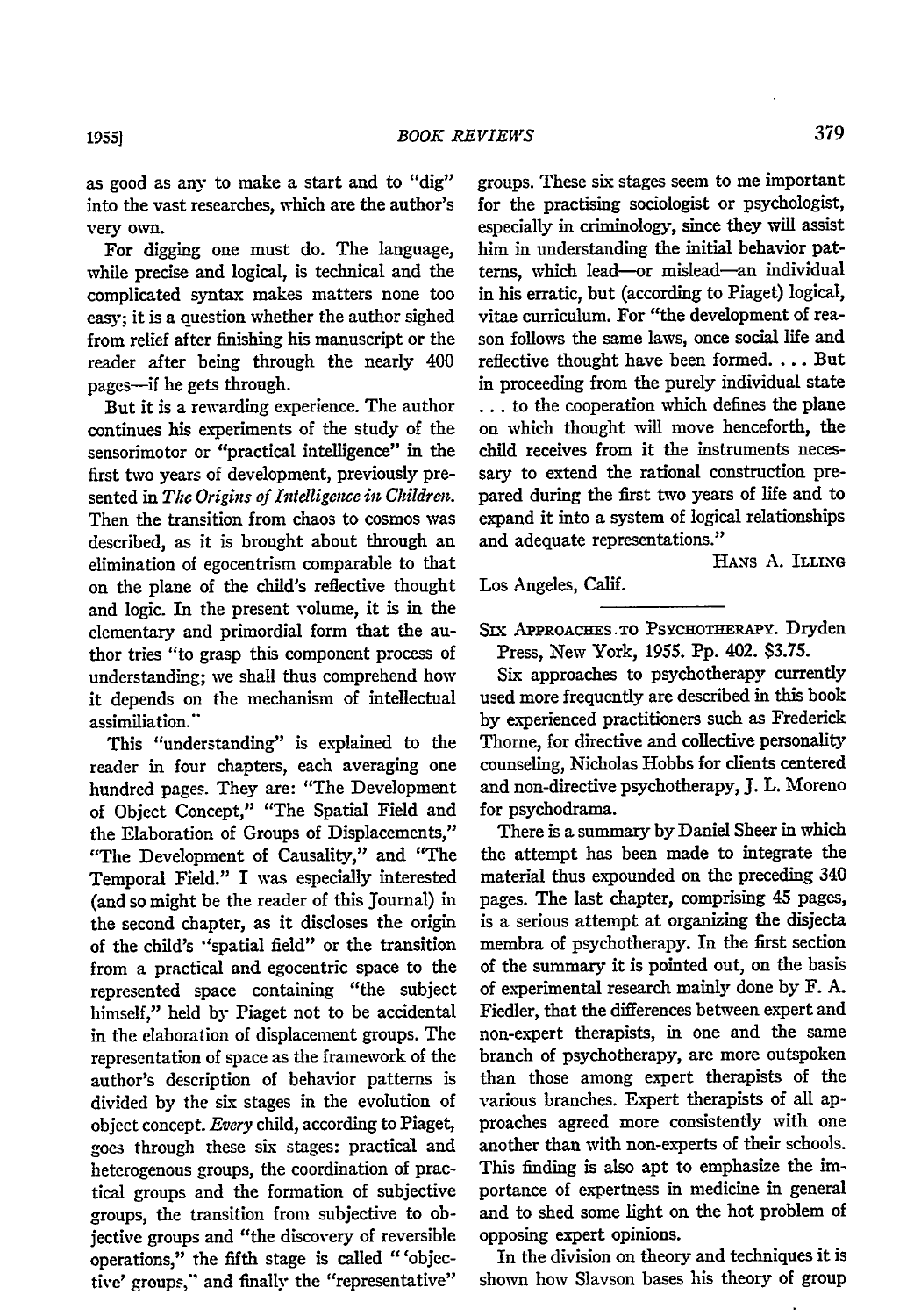as good as any to make a start and to "dig" into the vast researches, which are the author's very own.

For digging one must do. The language, while precise and logical, is technical and the complicated syntax makes matters none too easy; it is a question whether the author sighed from relief after finishing his manuscript or the reader after being through the nearly 400 pages—if he gets through.

But it is a rewarding experience. The author continues his experiments of the study of the sensorimotor or "practical intelligence" in the first two years of development, previously presented in *The Origins of Intelligence in Children*. Then the transition from chaos to cosmos was described, as it is brought about through an elimination of egocentrism comparable to that on the plane of the child's reflective thought and logic. In the present volume, it is in the elementary and primordial form that the author tries "to grasp this component process of understanding; we shall thus comprehend how it depends on the mechanism of intellectual assimiliation."

This "understanding" is explained to the reader in four chapters, each averaging one hundred pages. They are: "The Development of Object Concept," "The Spatial Field and the Elaboration of Groups of Displacements," "The Development of Causality," and "The Temporal Field." I was especially interested (and so might be the reader of this Journal) in the second chapter, as it discloses the origin of the child's "spatial field" or the transition from a practical and egocentric space to the represented space containing "the subject himself," held by Piaget not to be accidental in the elaboration of displacement groups. The representation of space as the framework of the author's description of behavior patterns is divided by the six stages in the evolution of object concept. *Every* child, according to Piaget, goes through these six stages: practical and heterogenous groups, the coordination of practical groups and the formation of subjective groups, the transition from subjective to objective groups and "the discovery of reversible operations," the fifth stage is called "'objective' groups," and finally the "representative" groups. These six stages seem to me important for the practising sociologist or psychologist, especially in criminology, since they will assist him in understanding the initial behavior patterns, which lead—or mislead—an individual in his erratic, but (according to Piaget) logical, vitae curriculum. For "the development of reason follows the same laws, once social life and reflective thought have been formed. . . . But in proceeding from the purely individual state . . . to the cooperation which defines the plane on which thought will move henceforth, the child receives from it the instruments necessary to extend the rational construction prepared during the first two years of life and to expand it into a system of logical relationships and adequate representations."

HANS A. ILLING

Los Angeles, Calif.

---

SIX APPROACHES TO PSYCHOTHERAPY. Dryden Press, New York, 1955. Pp. 402. $3.75.

Six approaches to psychotherapy currently used more frequently are described in this book by experienced practitioners such as Frederick Thorne, for directive and collective personality counseling, Nicholas Hobbs for clients centered and non-directive psychotherapy, J. L. Moreno for psychodrama.

There is a summary by Daniel Sheer in which the attempt has been made to integrate the material thus expounded on the preceding 340 pages. The last chapter, comprising 45 pages, is a serious attempt at organizing the disjecta membra of psychotherapy. In the first section of the summary it is pointed out, on the basis of experimental research mainly done by F. A. Fiedler, that the differences between expert and non-expert therapists, in one and the same branch of psychotherapy, are more outspoken than those among expert therapists of the various branches. Expert therapists of all approaches agreed more consistently with one another than with non-experts of their schools. This finding is also apt to emphasize the importance of expertness in medicine in general and to shed some light on the hot problem of opposing expert opinions.

In the division on theory and techniques it is shown how Slavson bases his theory of group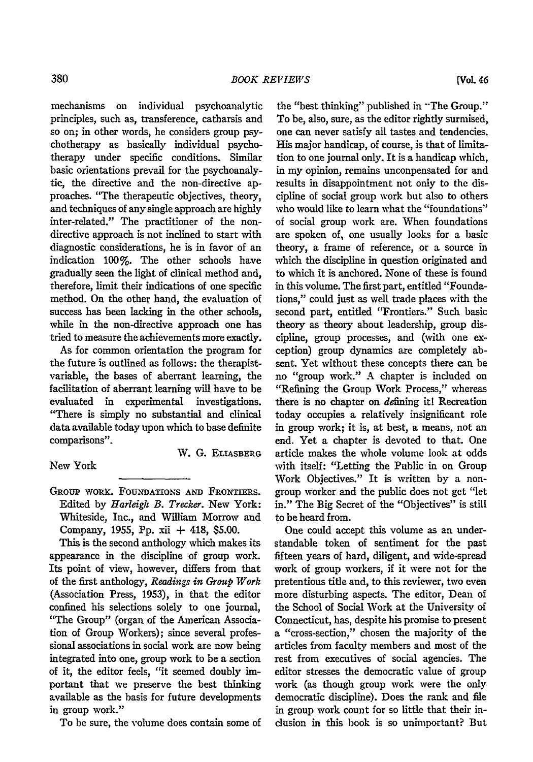mechanisms on individual psychoanalytic principles, such as, transference, catharsis and so on; in other words, he considers group psychotherapy as basically individual psychotherapy under specific conditions. Similar basic orientations prevail for the psychoanalytic, the directive and the non-directive approaches. "The therapeutic objectives, theory, and techniques of any single approach are highly inter-related." The practitioner of the non-directive approach is not inclined to start with diagnostic considerations, he is in favor of an indication 100%. The other schools have gradually seen the light of clinical method and, therefore, limit their indications of one specific method. On the other hand, the evaluation of success has been lacking in the other schools, while in the non-directive approach one has tried to measure the achievements more exactly.

As for common orientation the program for the future is outlined as follows: the therapist-variable, the bases of aberrant learning, the facilitation of aberrant learning will have to be evaluated in experimental investigations. "There is simply no substantial and clinical data available today upon which to base definite comparisons".

W. G. ELIASBERG

New York

---

GROUP WORK. FOUNDATIONS AND FRONTIERS. Edited by *Harleigh B. Trecker*. New York: Whiteside, Inc., and William Morrow and Company, 1955, Pp. xii + 418, $5.00.

This is the second anthology which makes its appearance in the discipline of group work. Its point of view, however, differs from that of the first anthology, *Readings in Group Work* (Association Press, 1953), in that the editor confined his selections solely to one journal, "The Group" (organ of the American Association of Group Workers); since several professional associations in social work are now being integrated into one, group work to be a section of it, the editor feels, "it seemed doubly important that we preserve the best thinking available as the basis for future developments in group work."

To be sure, the volume does contain some of the "best thinking" published in "The Group." To be, also, sure, as the editor rightly surmised, one can never satisfy all tastes and tendencies. His major handicap, of course, is that of limitation to one journal only. It is a handicap which, in my opinion, remains uncompensated for and results in disappointment not only to the discipline of social group work but also to others who would like to learn what the "foundations" of social group work are. When foundations are spoken of, one usually looks for a basic theory, a frame of reference, or a source in which the discipline in question originated and to which it is anchored. None of these is found in this volume. The first part, entitled "Foundations," could just as well trade places with the second part, entitled "Frontiers." Such basic theory as theory about leadership, group discipline, group processes, and (with one exception) group dynamics are completely absent. Yet without these concepts there can be no "group work." A chapter is included on "Refining the Group Work Process," whereas there is no chapter on *defining* it! Recreation today occupies a relatively insignificant role in group work; it is, at best, a means, not an end. Yet a chapter is devoted to that. One article makes the whole volume look at odds with itself: "Letting the Public in on Group Work Objectives." It is written by a non-group worker and the public does not get "let in." The Big Secret of the "Objectives" is still to be heard from.

One could accept this volume as an understandable token of sentiment for the past fifteen years of hard, diligent, and wide-spread work of group workers, if it were not for the pretentious title and, to this reviewer, two even more disturbing aspects. The editor, Dean of the School of Social Work at the University of Connecticut, has, despite his promise to present a "cross-section," chosen the majority of the articles from faculty members and most of the rest from executives of social agencies. The editor stresses the democratic value of group work (as though group work were the only democratic discipline). Does the rank and file in group work count for so little that their inclusion in this book is so unimportant? But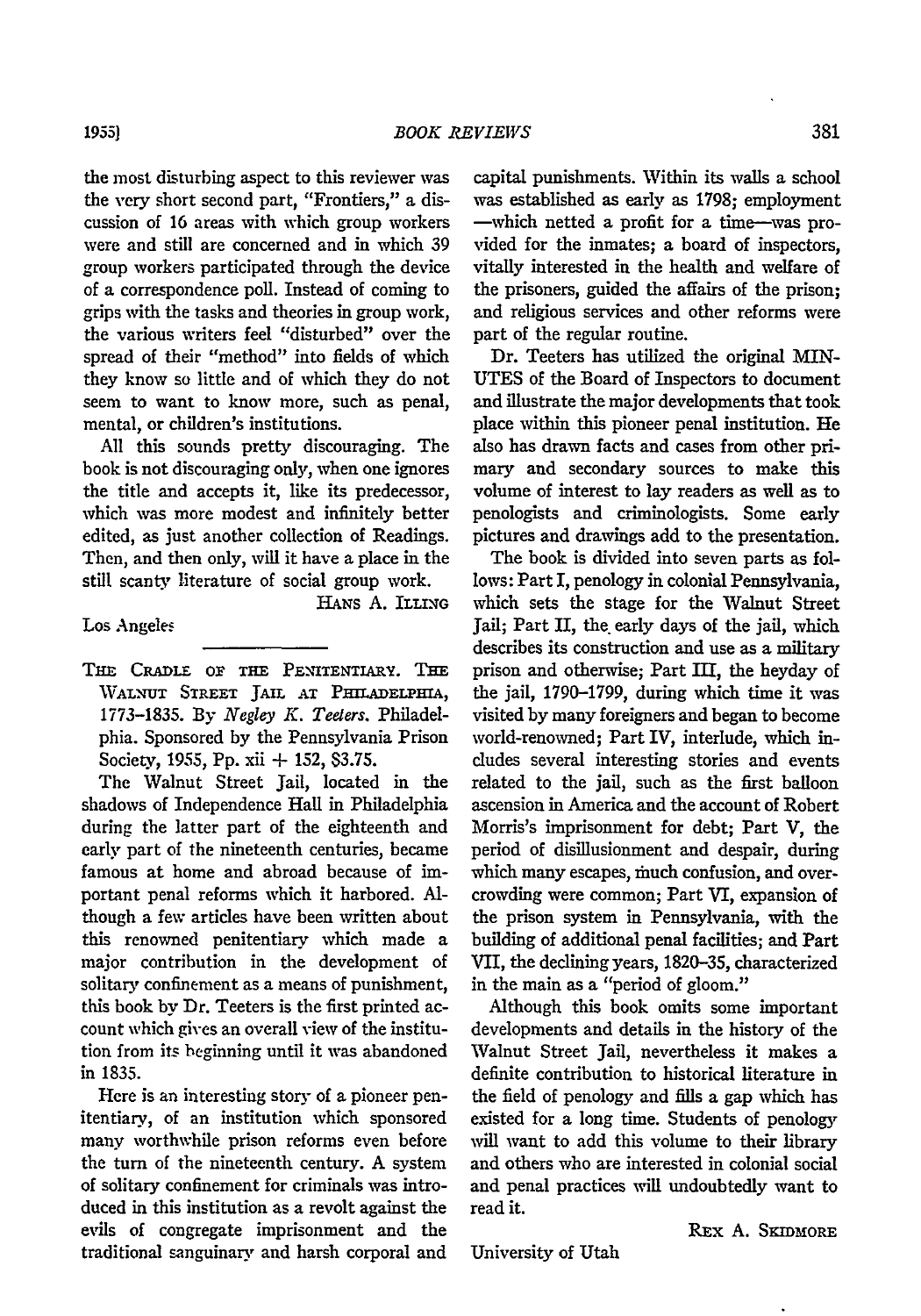the most disturbing aspect to this reviewer was the very short second part, "Frontiers," a discussion of 16 areas with which group workers were and still are concerned and in which 39 group workers participated through the device of a correspondence poll. Instead of coming to grips with the tasks and theories in group work, the various writers feel "disturbed" over the spread of their "method" into fields of which they know so little and of which they do not seem to want to know more, such as penal, mental, or children's institutions.

All this sounds pretty discouraging. The book is not discouraging only, when one ignores the title and accepts it, like its predecessor, which was more modest and infinitely better edited, as just another collection of Readings. Then, and then only, will it have a place in the still scanty literature of social group work.

HANS A. ILLING

Los Angeles

---

THE CRADLE OF THE PENITENTIARY. THE WALNUT STREET JAIL AT PHILADELPHIA, 1773-1835. By *Negley K. Teeters*. Philadelphia. Sponsored by the Pennsylvania Prison Society, 1955, Pp. xii + 152, $3.75.

The Walnut Street Jail, located in the shadows of Independence Hall in Philadelphia during the latter part of the eighteenth and early part of the nineteenth centuries, became famous at home and abroad because of important penal reforms which it harbored. Although a few articles have been written about this renowned penitentiary which made a major contribution in the development of solitary confinement as a means of punishment, this book by Dr. Teeters is the first printed account which gives an overall view of the institution from its beginning until it was abandoned in 1835.

Here is an interesting story of a pioneer penitentiary, of an institution which sponsored many worthwhile prison reforms even before the turn of the nineteenth century. A system of solitary confinement for criminals was introduced in this institution as a revolt against the evils of congregate imprisonment and the traditional sanguinary and harsh corporal and capital punishments. Within its walls a school was established as early as 1798; employment—which netted a profit for a time—was provided for the inmates; a board of inspectors, vitally interested in the health and welfare of the prisoners, guided the affairs of the prison; and religious services and other reforms were part of the regular routine.

Dr. Teeters has utilized the original MINUTES of the Board of Inspectors to document and illustrate the major developments that took place within this pioneer penal institution. He also has drawn facts and cases from other primary and secondary sources to make this volume of interest to lay readers as well as to penologists and criminologists. Some early pictures and drawings add to the presentation.

The book is divided into seven parts as follows: Part I, penology in colonial Pennsylvania, which sets the stage for the Walnut Street Jail; Part II, the early days of the jail, which describes its construction and use as a military prison and otherwise; Part III, the heyday of the jail, 1790–1799, during which time it was visited by many foreigners and began to become world-renowned; Part IV, interlude, which includes several interesting stories and events related to the jail, such as the first balloon ascension in America and the account of Robert Morris's imprisonment for debt; Part V, the period of disillusionment and despair, during which many escapes, much confusion, and overcrowding were common; Part VI, expansion of the prison system in Pennsylvania, with the building of additional penal facilities; and Part VII, the declining years, 1820–35, characterized in the main as a "period of gloom."

Although this book omits some important developments and details in the history of the Walnut Street Jail, nevertheless it makes a definite contribution to historical literature in the field of penology and fills a gap which has existed for a long time. Students of penology will want to add this volume to their library and others who are interested in colonial social and penal practices will undoubtedly want to read it.

REX A. SKIDMORE

University of Utah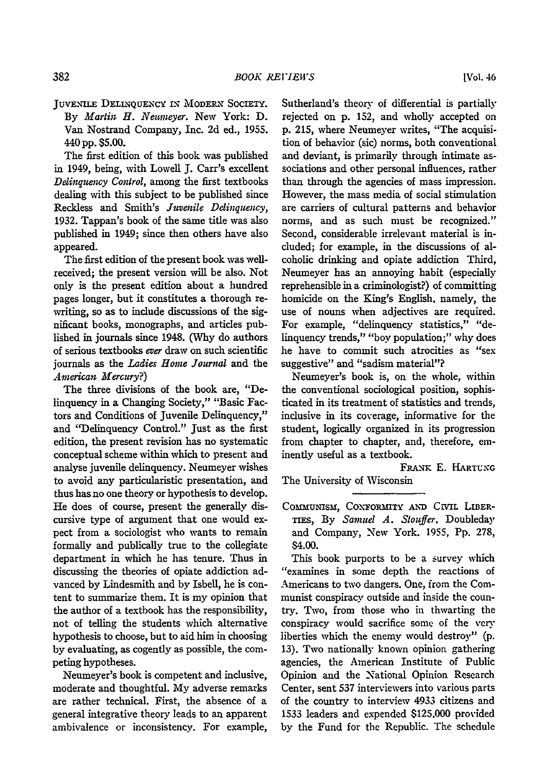JUVENILE DELINQUENCY IN MODERN SOCIETY. By *Martin H. Neumeyer*. New York: D. Van Nostrand Company, Inc. 2d ed., 1955. 440 pp. $5.00.

The first edition of this book was published in 1949, being, with Lowell J. Carr's excellent *Delinquency Control*, among the first textbooks dealing with this subject to be published since Reckless and Smith's *Juvenile Delinquency*, 1932. Tappan's book of the same title was also published in 1949; since then others have also appeared.

The first edition of the present book was well-received; the present version will be also. Not only is the present edition about a hundred pages longer, but it constitutes a thorough re-writing, so as to include discussions of the significant books, monographs, and articles published in journals since 1948. (Why do authors of serious textbooks *ever* draw on such scientific journals as the *Ladies Home Journal* and the *American Mercury*?)

The three divisions of the book are, "Delinquency in a Changing Society," "Basic Factors and Conditions of Juvenile Delinquency," and "Delinquency Control." Just as the first edition, the present revision has no systematic conceptual scheme within which to present and analyse juvenile delinquency. Neumeyer wishes to avoid any particularistic presentation, and thus has no one theory or hypothesis to develop. He does of course, present the generally discursive type of argument that one would expect from a sociologist who wants to remain formally and publically true to the collegiate department in which he has tenure. Thus in discussing the theories of opiate addiction advanced by Lindesmith and by Isbell, he is content to summarize them. It is my opinion that the author of a textbook has the responsibility, not of telling the students which alternative hypothesis to choose, but to aid him in choosing by evaluating, as cogently as possible, the competing hypotheses.

Neumeyer's book is competent and inclusive, moderate and thoughtful. My adverse remarks are rather technical. First, the absence of a general integrative theory leads to an apparent ambivalence or inconsistency. For example, Sutherland's theory of differential is partially rejected on p. 152, and wholly accepted on p. 215, where Neumeyer writes, "The acquisition of behavior (sic) norms, both conventional and deviant, is primarily through intimate associations and other personal influences, rather than through the agencies of mass impression. However, the mass media of social stimulation are carriers of cultural patterns and behavior norms, and as such must be recognized." Second, considerable irrelevant material is included; for example, in the discussions of alcoholic drinking and opiate addiction Third, Neumeyer has an annoying habit (especially reprehensible in a criminologist?) of committing homicide on the King's English, namely, the use of nouns when adjectives are required. For example, "delinquency statistics," "delinquency trends," "boy population;" why does he have to commit such atrocities as "sex suggestive" and "sadism material"?

Neumeyer's book is, on the whole, within the conventional sociological position, sophisticated in its treatment of statistics and trends, inclusive in its coverage, informative for the student, logically organized in its progression from chapter to chapter, and, therefore, eminently useful as a textbook.

FRANK E. HARTUNG

The University of Wisconsin

---

COMMUNISM, CONFORMITY AND CIVIL LIBERTIES, By *Samuel A. Stouffer*. Doubleday and Company, New York. 1955, Pp. 278, $4.00.

This book purports to be a survey which "examines in some depth the reactions of Americans to two dangers. One, from the Communist conspiracy outside and inside the country. Two, from those who in thwarting the conspiracy would sacrifice some of the very liberties which the enemy would destroy" (p. 13). Two nationally known opinion gathering agencies, the American Institute of Public Opinion and the National Opinion Research Center, sent 537 interviewers into various parts of the country to interview 4933 citizens and 1533 leaders and expended $125,000 provided by the Fund for the Republic. The schedule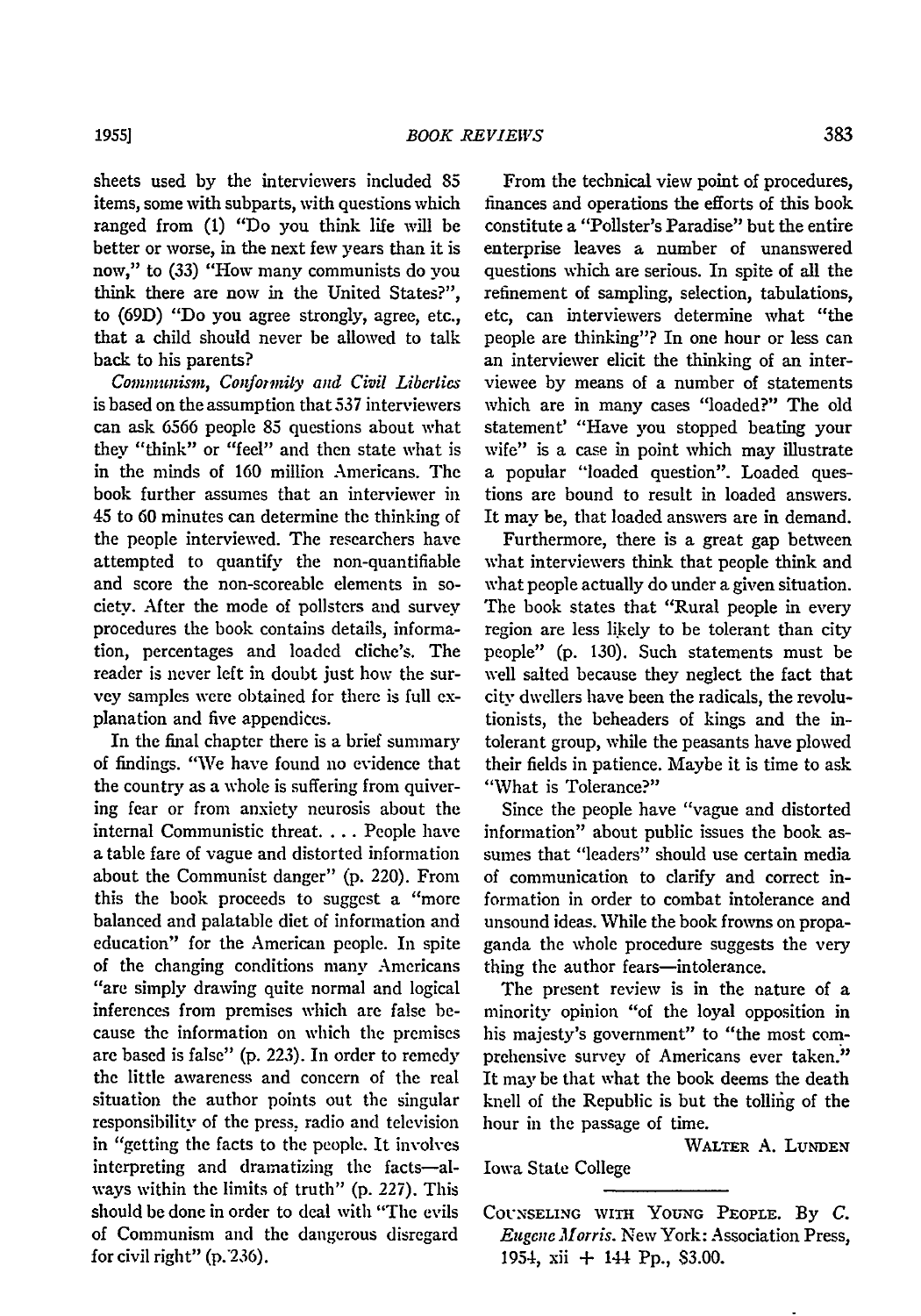sheets used by the interviewers included 85 items, some with subparts, with questions which ranged from (1) "Do you think life will be better or worse, in the next few years than it is now," to (33) "How many communists do you think there are now in the United States?", to (69D) "Do you agree strongly, agree, etc., that a child should never be allowed to talk back to his parents?

*Communism, Conformity and Civil Liberties* is based on the assumption that 537 interviewers can ask 6566 people 85 questions about what they "think" or "feel" and then state what is in the minds of 160 million Americans. The book further assumes that an interviewer in 45 to 60 minutes can determine the thinking of the people interviewed. The researchers have attempted to quantify the non-quantifiable and score the non-scoreable elements in society. After the mode of pollsters and survey procedures the book contains details, information, percentages and loaded cliche's. The reader is never left in doubt just how the survey samples were obtained for there is full explanation and five appendices.

In the final chapter there is a brief summary of findings. "We have found no evidence that the country as a whole is suffering from quivering fear or from anxiety neurosis about the internal Communistic threat. . . . People have a table fare of vague and distorted information about the Communist danger" (p. 220). From this the book proceeds to suggest a "more balanced and palatable diet of information and education" for the American people. In spite of the changing conditions many Americans "are simply drawing quite normal and logical inferences from premises which are false because the information on which the premises are based is false" (p. 223). In order to remedy the little awareness and concern of the real situation the author points out the singular responsibility of the press, radio and television in "getting the facts to the people. It involves interpreting and dramatizing the facts—always within the limits of truth" (p. 227). This should be done in order to deal with "The evils of Communism and the dangerous disregard for civil right" (p. 236).

From the technical view point of procedures, finances and operations the efforts of this book constitute a "Pollster's Paradise" but the entire enterprise leaves a number of unanswered questions which are serious. In spite of all the refinement of sampling, selection, tabulations, etc, can interviewers determine what "the people are thinking"? In one hour or less can an interviewer elicit the thinking of an interviewee by means of a number of statements which are in many cases "loaded?" The old statement' "Have you stopped beating your wife" is a case in point which may illustrate a popular "loaded question". Loaded questions are bound to result in loaded answers. It may be, that loaded answers are in demand.

Furthermore, there is a great gap between what interviewers think that people think and what people actually do under a given situation. The book states that "Rural people in every region are less likely to be tolerant than city people" (p. 130). Such statements must be well salted because they neglect the fact that city dwellers have been the radicals, the revolutionists, the beheaders of kings and the intolerant group, while the peasants have plowed their fields in patience. Maybe it is time to ask "What is Tolerance?"

Since the people have "vague and distorted information" about public issues the book assumes that "leaders" should use certain media of communication to clarify and correct information in order to combat intolerance and unsound ideas. While the book frowns on propaganda the whole procedure suggests the very thing the author fears—intolerance.

The present review is in the nature of a minority opinion "of the loyal opposition in his majesty's government" to "the most comprehensive survey of Americans ever taken." It may be that what the book deems the death knell of the Republic is but the tolling of the hour in the passage of time.

WALTER A. LUNDEN

Iowa State College

---

COUNSELING WITH YOUNG PEOPLE. By *C. Eugene Morris*. New York: Association Press, 1954, xii + 144 Pp., $3.00.